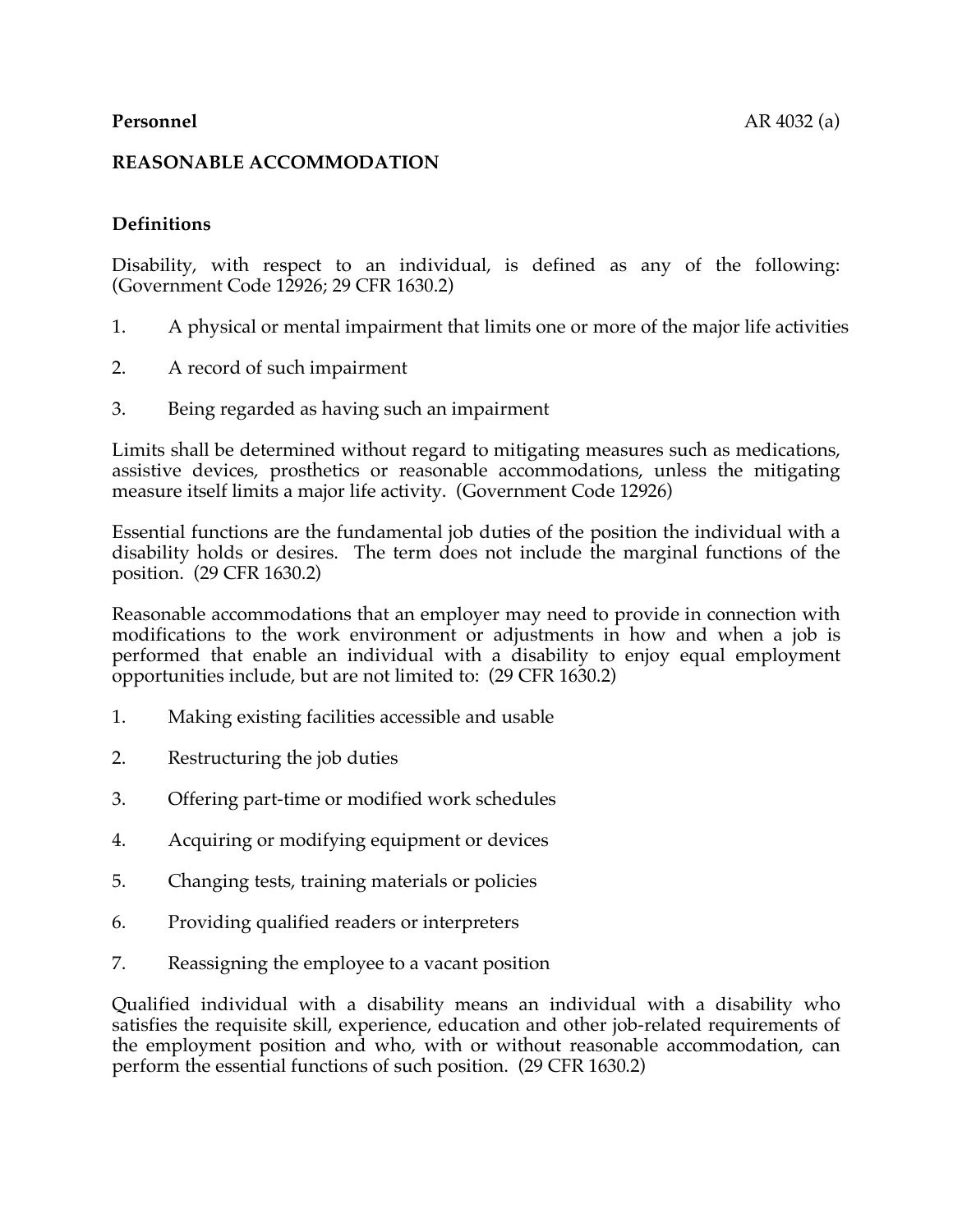**Personnel** AR 4032 (a)

## REASONABLE ACCOMMODATION

### Definitions

Disability, with respect to an individual, is defined as any of the following: (Government Code 12926; 29 CFR 1630.2)

1. A physical or mental impairment that limits one or more of the major life activities
2. A record of such impairment
3. Being regarded as having such an impairment

Limits shall be determined without regard to mitigating measures such as medications, assistive devices, prosthetics or reasonable accommodations, unless the mitigating measure itself limits a major life activity. (Government Code 12926)

Essential functions are the fundamental job duties of the position the individual with a disability holds or desires. The term does not include the marginal functions of the position. (29 CFR 1630.2)

Reasonable accommodations that an employer may need to provide in connection with modifications to the work environment or adjustments in how and when a job is performed that enable an individual with a disability to enjoy equal employment opportunities include, but are not limited to: (29 CFR 1630.2)

1. Making existing facilities accessible and usable
2. Restructuring the job duties
3. Offering part-time or modified work schedules
4. Acquiring or modifying equipment or devices
5. Changing tests, training materials or policies
6. Providing qualified readers or interpreters
7. Reassigning the employee to a vacant position

Qualified individual with a disability means an individual with a disability who satisfies the requisite skill, experience, education and other job-related requirements of the employment position and who, with or without reasonable accommodation, can perform the essential functions of such position. (29 CFR 1630.2)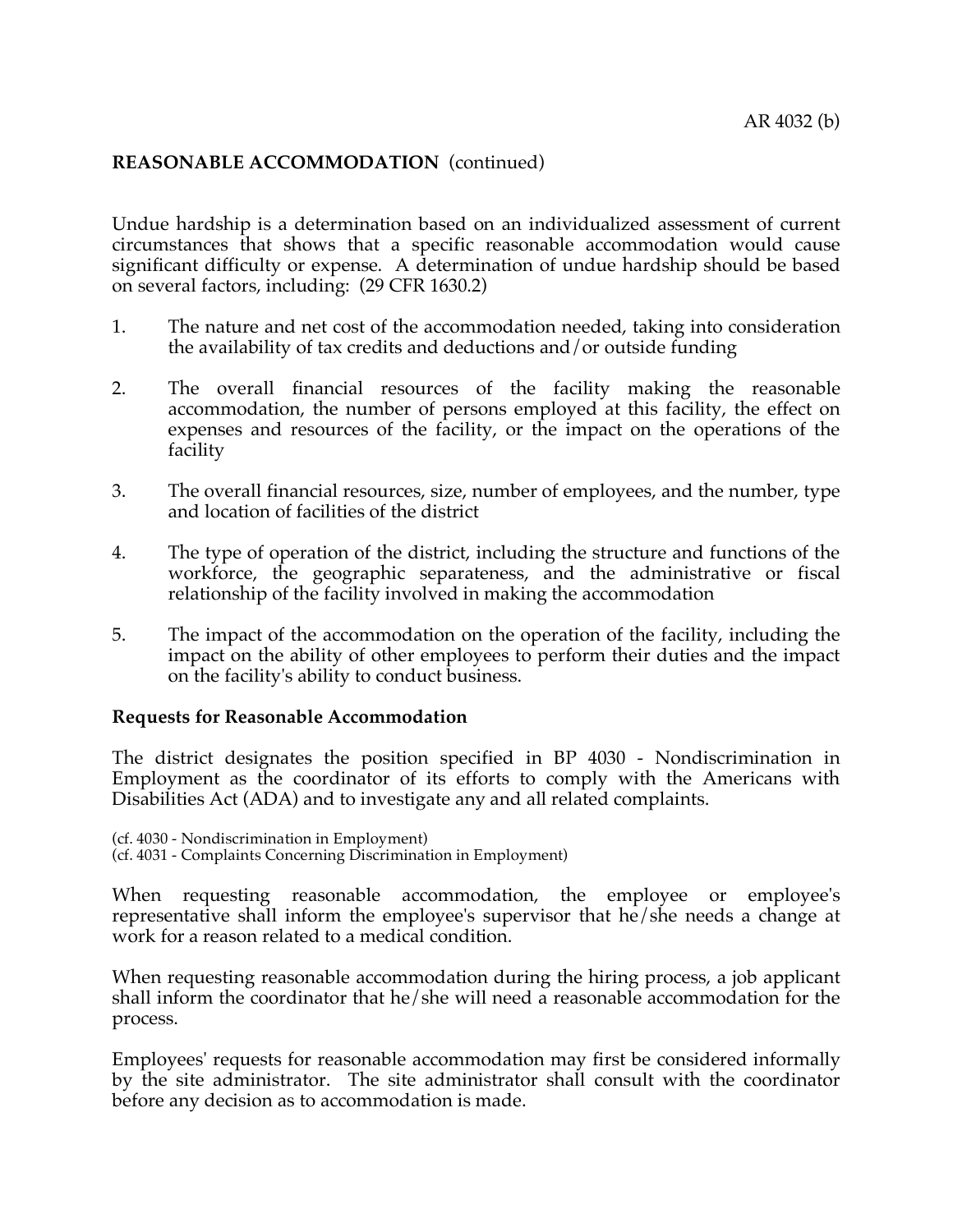**REASONABLE ACCOMMODATION** (continued)

Undue hardship is a determination based on an individualized assessment of current circumstances that shows that a specific reasonable accommodation would cause significant difficulty or expense. A determination of undue hardship should be based on several factors, including: (29 CFR 1630.2)

1. The nature and net cost of the accommodation needed, taking into consideration the availability of tax credits and deductions and/or outside funding

2. The overall financial resources of the facility making the reasonable accommodation, the number of persons employed at this facility, the effect on expenses and resources of the facility, or the impact on the operations of the facility

3. The overall financial resources, size, number of employees, and the number, type and location of facilities of the district

4. The type of operation of the district, including the structure and functions of the workforce, the geographic separateness, and the administrative or fiscal relationship of the facility involved in making the accommodation

5. The impact of the accommodation on the operation of the facility, including the impact on the ability of other employees to perform their duties and the impact on the facility's ability to conduct business.

**Requests for Reasonable Accommodation**

The district designates the position specified in BP 4030 - Nondiscrimination in Employment as the coordinator of its efforts to comply with the Americans with Disabilities Act (ADA) and to investigate any and all related complaints.

(cf. 4030 - Nondiscrimination in Employment)
(cf. 4031 - Complaints Concerning Discrimination in Employment)

When requesting reasonable accommodation, the employee or employee's representative shall inform the employee's supervisor that he/she needs a change at work for a reason related to a medical condition.

When requesting reasonable accommodation during the hiring process, a job applicant shall inform the coordinator that he/she will need a reasonable accommodation for the process.

Employees' requests for reasonable accommodation may first be considered informally by the site administrator. The site administrator shall consult with the coordinator before any decision as to accommodation is made.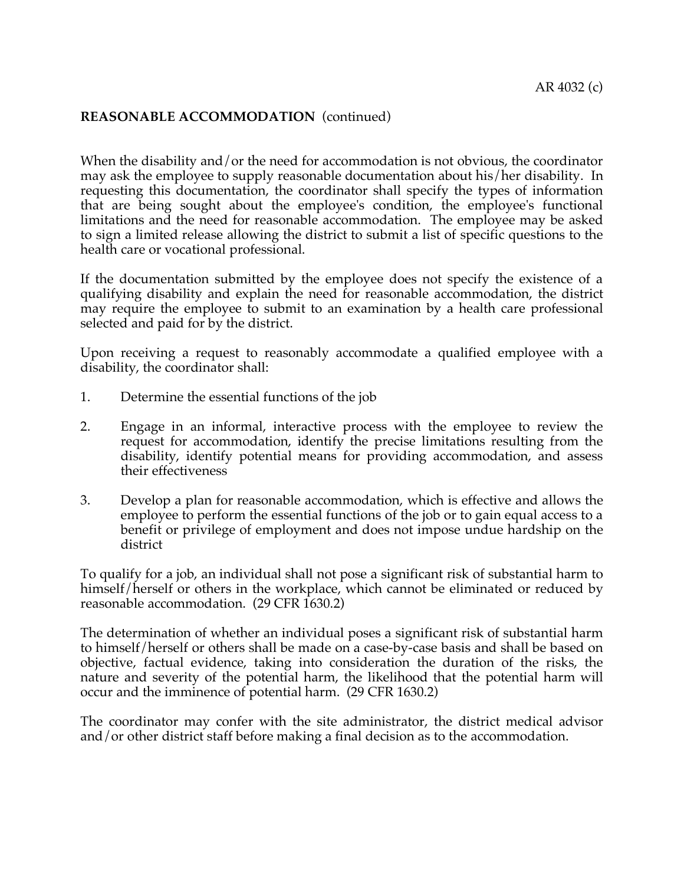**REASONABLE ACCOMMODATION** (continued)

When the disability and/or the need for accommodation is not obvious, the coordinator may ask the employee to supply reasonable documentation about his/her disability. In requesting this documentation, the coordinator shall specify the types of information that are being sought about the employee's condition, the employee's functional limitations and the need for reasonable accommodation. The employee may be asked to sign a limited release allowing the district to submit a list of specific questions to the health care or vocational professional.

If the documentation submitted by the employee does not specify the existence of a qualifying disability and explain the need for reasonable accommodation, the district may require the employee to submit to an examination by a health care professional selected and paid for by the district.

Upon receiving a request to reasonably accommodate a qualified employee with a disability, the coordinator shall:

1. Determine the essential functions of the job
2. Engage in an informal, interactive process with the employee to review the request for accommodation, identify the precise limitations resulting from the disability, identify potential means for providing accommodation, and assess their effectiveness
3. Develop a plan for reasonable accommodation, which is effective and allows the employee to perform the essential functions of the job or to gain equal access to a benefit or privilege of employment and does not impose undue hardship on the district

To qualify for a job, an individual shall not pose a significant risk of substantial harm to himself/herself or others in the workplace, which cannot be eliminated or reduced by reasonable accommodation. (29 CFR 1630.2)

The determination of whether an individual poses a significant risk of substantial harm to himself/herself or others shall be made on a case-by-case basis and shall be based on objective, factual evidence, taking into consideration the duration of the risks, the nature and severity of the potential harm, the likelihood that the potential harm will occur and the imminence of potential harm. (29 CFR 1630.2)

The coordinator may confer with the site administrator, the district medical advisor and/or other district staff before making a final decision as to the accommodation.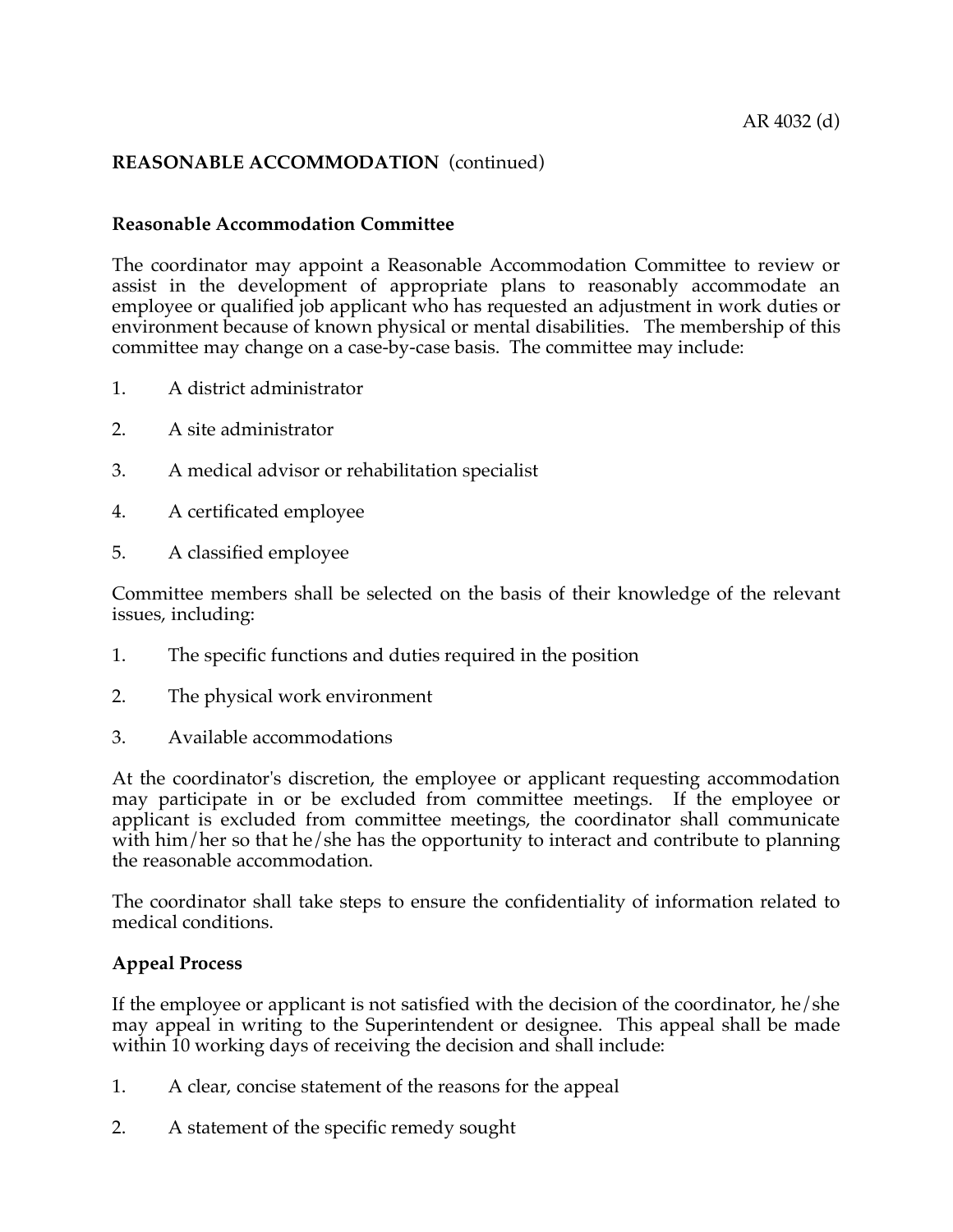## REASONABLE ACCOMMODATION (continued)

### Reasonable Accommodation Committee

The coordinator may appoint a Reasonable Accommodation Committee to review or assist in the development of appropriate plans to reasonably accommodate an employee or qualified job applicant who has requested an adjustment in work duties or environment because of known physical or mental disabilities. The membership of this committee may change on a case-by-case basis. The committee may include:

1. A district administrator
2. A site administrator
3. A medical advisor or rehabilitation specialist
4. A certificated employee
5. A classified employee

Committee members shall be selected on the basis of their knowledge of the relevant issues, including:

1. The specific functions and duties required in the position
2. The physical work environment
3. Available accommodations

At the coordinator's discretion, the employee or applicant requesting accommodation may participate in or be excluded from committee meetings. If the employee or applicant is excluded from committee meetings, the coordinator shall communicate with him/her so that he/she has the opportunity to interact and contribute to planning the reasonable accommodation.

The coordinator shall take steps to ensure the confidentiality of information related to medical conditions.

### Appeal Process

If the employee or applicant is not satisfied with the decision of the coordinator, he/she may appeal in writing to the Superintendent or designee. This appeal shall be made within 10 working days of receiving the decision and shall include:

1. A clear, concise statement of the reasons for the appeal
2. A statement of the specific remedy sought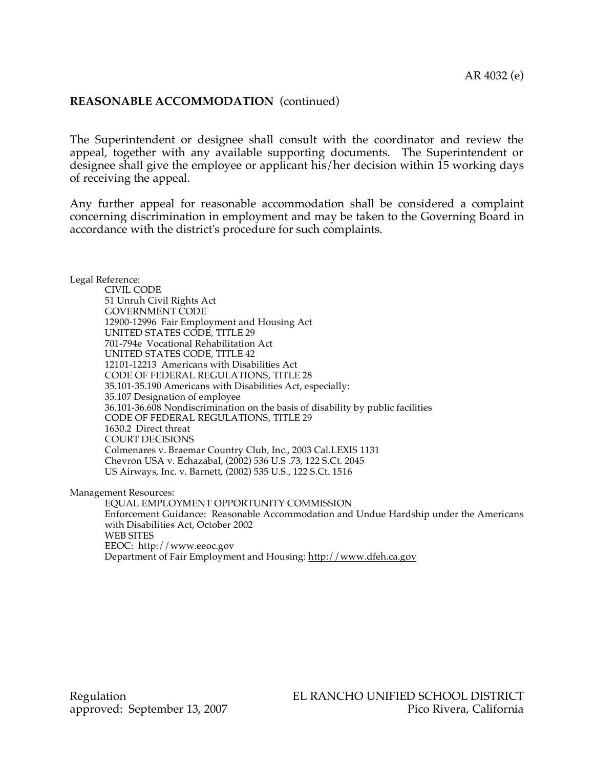## REASONABLE ACCOMMODATION (continued)

The Superintendent or designee shall consult with the coordinator and review the appeal, together with any available supporting documents. The Superintendent or designee shall give the employee or applicant his/her decision within 15 working days of receiving the appeal.

Any further appeal for reasonable accommodation shall be considered a complaint concerning discrimination in employment and may be taken to the Governing Board in accordance with the district's procedure for such complaints.

Legal Reference:
- CIVIL CODE
- 51 Unruh Civil Rights Act
- GOVERNMENT CODE
- 12900-12996 Fair Employment and Housing Act
- UNITED STATES CODE, TITLE 29
- 701-794e Vocational Rehabilitation Act
- UNITED STATES CODE, TITLE 42
- 12101-12213 Americans with Disabilities Act
- CODE OF FEDERAL REGULATIONS, TITLE 28
- 35.101-35.190 Americans with Disabilities Act, especially:
- 35.107 Designation of employee
- 36.101-36.608 Nondiscrimination on the basis of disability by public facilities
- CODE OF FEDERAL REGULATIONS, TITLE 29
- 1630.2 Direct threat
- COURT DECISIONS
- Colmenares v. Braemar Country Club, Inc., 2003 Cal.LEXIS 1131
- Chevron USA v. Echazabal, (2002) 536 U.S .73, 122 S.Ct. 2045
- US Airways, Inc. v. Barnett, (2002) 535 U.S., 122 S.Ct. 1516

Management Resources:
- EQUAL EMPLOYMENT OPPORTUNITY COMMISSION
- Enforcement Guidance: Reasonable Accommodation and Undue Hardship under the Americans with Disabilities Act, October 2002
- WEB SITES
- EEOC: http://www.eeoc.gov
- Department of Fair Employment and Housing: http://www.dfeh.ca.gov

Regulation
approved: September 13, 2007

EL RANCHO UNIFIED SCHOOL DISTRICT
Pico Rivera, California